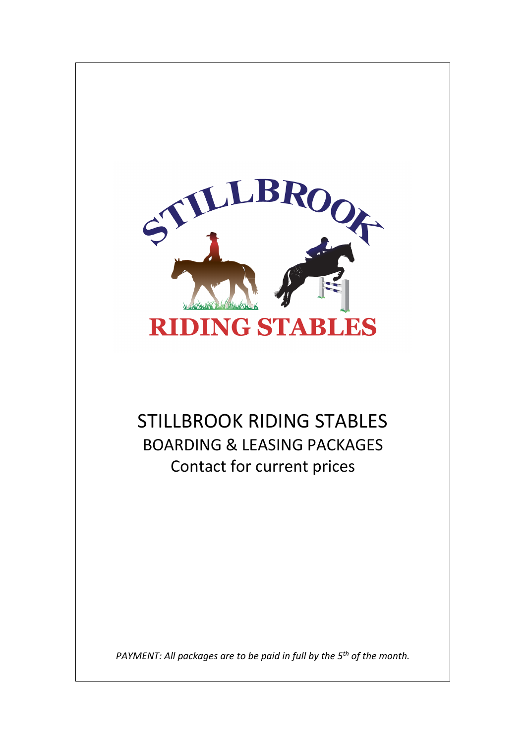# STILLBROOK RIDING STABLES

## BOARDING & LEASING PACKAGES

Contact for current prices

*PAYMENT: All packages are to be paid in full by the 5th of the month.*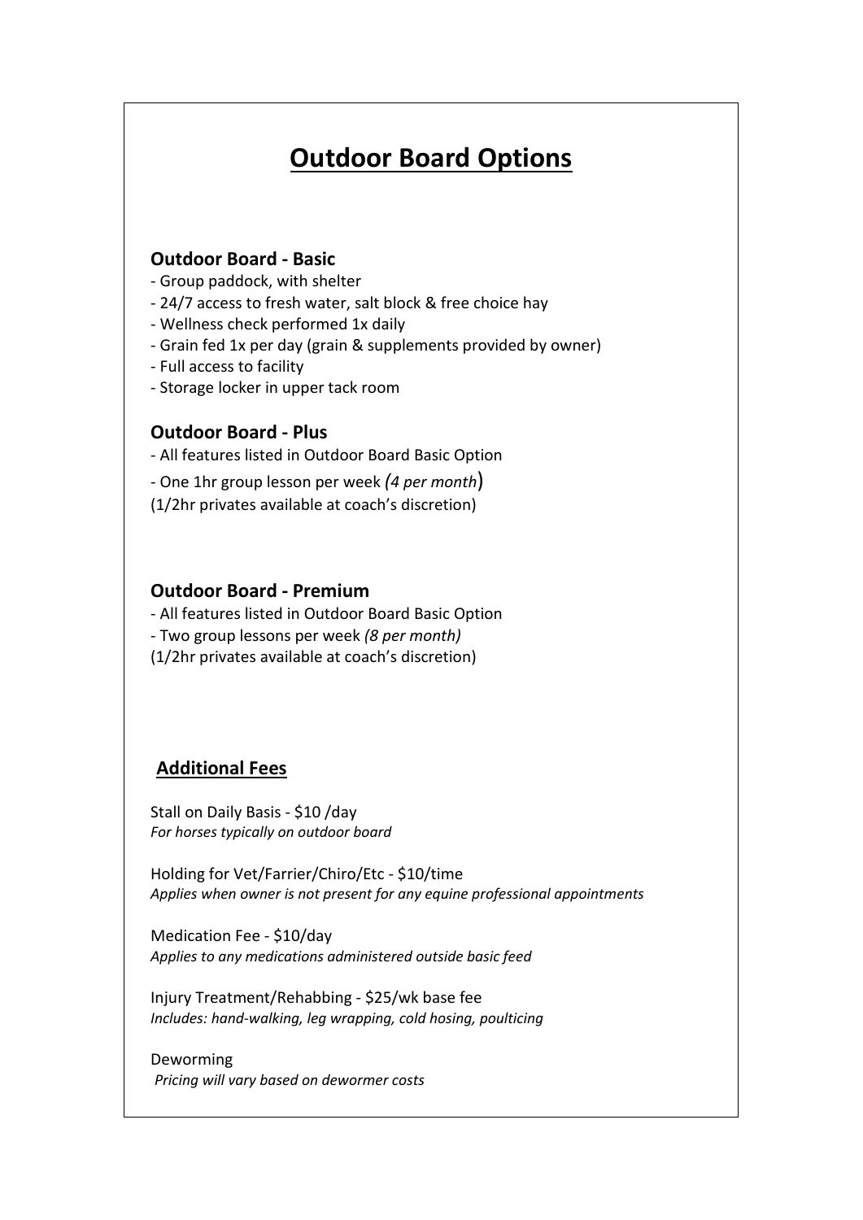# Outdoor Board Options

### Outdoor Board - Basic

- Group paddock, with shelter
- 24/7 access to fresh water, salt block & free choice hay
- Wellness check performed 1x daily
- Grain fed 1x per day (grain & supplements provided by owner)
- Full access to facility
- Storage locker in upper tack room

### Outdoor Board - Plus

- All features listed in Outdoor Board Basic Option
- One 1hr group lesson per week *(4 per month)*

(1/2hr privates available at coach's discretion)

### Outdoor Board - Premium

- All features listed in Outdoor Board Basic Option
- Two group lessons per week *(8 per month)*

(1/2hr privates available at coach's discretion)

## Additional Fees

Stall on Daily Basis - $10 /day
*For horses typically on outdoor board*

Holding for Vet/Farrier/Chiro/Etc - $10/time
*Applies when owner is not present for any equine professional appointments*

Medication Fee - $10/day
*Applies to any medications administered outside basic feed*

Injury Treatment/Rehabbing - $25/wk base fee
*Includes: hand-walking, leg wrapping, cold hosing, poulticing*

Deworming
*Pricing will vary based on dewormer costs*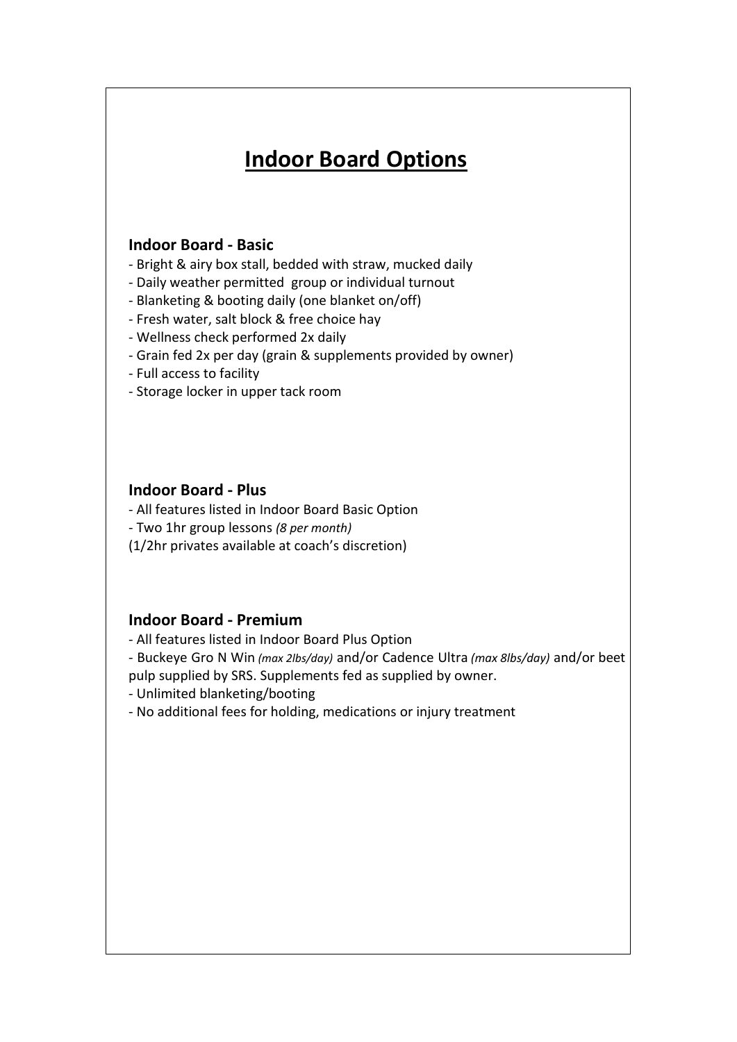# Indoor Board Options

## Indoor Board - Basic

- Bright & airy box stall, bedded with straw, mucked daily
- Daily weather permitted group or individual turnout
- Blanketing & booting daily (one blanket on/off)
- Fresh water, salt block & free choice hay
- Wellness check performed 2x daily
- Grain fed 2x per day (grain & supplements provided by owner)
- Full access to facility
- Storage locker in upper tack room

## Indoor Board - Plus

- All features listed in Indoor Board Basic Option
- Two 1hr group lessons *(8 per month)*

(1/2hr privates available at coach's discretion)

## Indoor Board - Premium

- All features listed in Indoor Board Plus Option
- Buckeye Gro N Win *(max 2lbs/day)* and/or Cadence Ultra *(max 8lbs/day)* and/or beet pulp supplied by SRS. Supplements fed as supplied by owner.
- Unlimited blanketing/booting
- No additional fees for holding, medications or injury treatment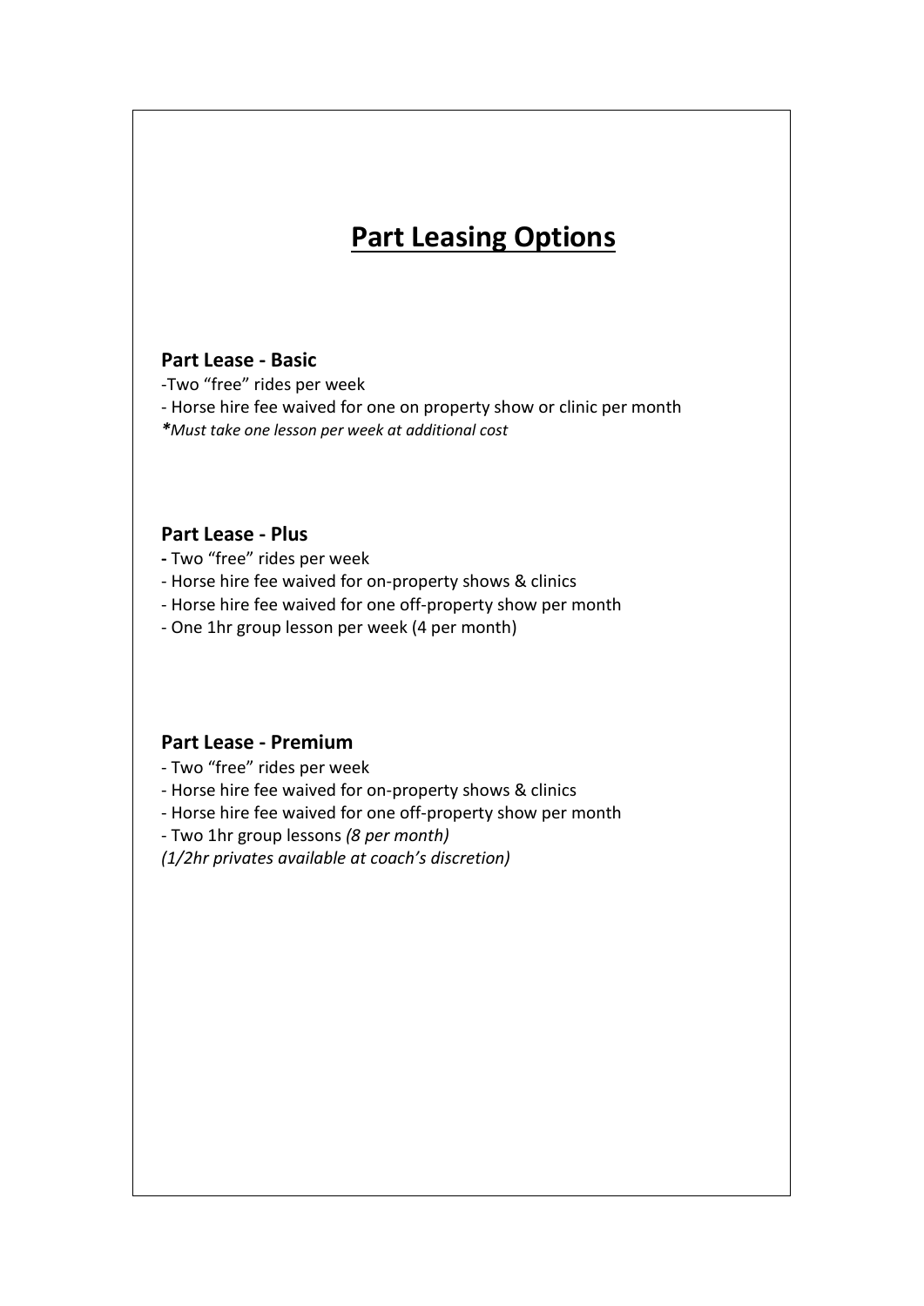# <u>Part Leasing Options</u>

### Part Lease - Basic

-Two “free” rides per week

- Horse hire fee waived for one on property show or clinic per month

***Must take one lesson per week at additional cost***

### Part Lease - Plus

- Two “free” rides per week
- Horse hire fee waived for on-property shows & clinics
- Horse hire fee waived for one off-property show per month
- One 1hr group lesson per week (4 per month)

### Part Lease - Premium

- Two “free” rides per week
- Horse hire fee waived for on-property shows & clinics
- Horse hire fee waived for one off-property show per month
- Two 1hr group lessons *(8 per month)*

*(1/2hr privates available at coach’s discretion)*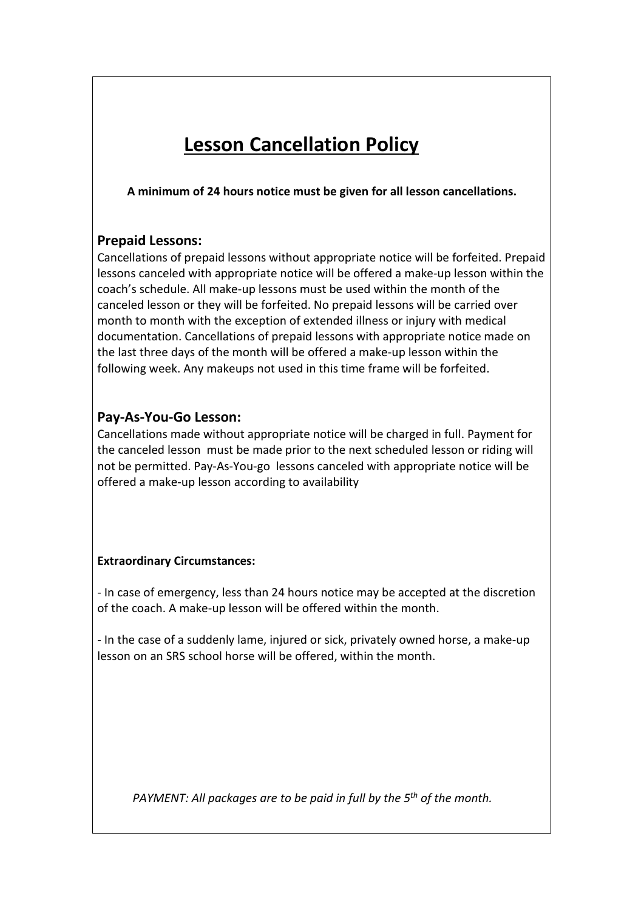# Lesson Cancellation Policy

**A minimum of 24 hours notice must be given for all lesson cancellations.**

## Prepaid Lessons:

Cancellations of prepaid lessons without appropriate notice will be forfeited. Prepaid lessons canceled with appropriate notice will be offered a make-up lesson within the coach's schedule. All make-up lessons must be used within the month of the canceled lesson or they will be forfeited. No prepaid lessons will be carried over month to month with the exception of extended illness or injury with medical documentation. Cancellations of prepaid lessons with appropriate notice made on the last three days of the month will be offered a make-up lesson within the following week. Any makeups not used in this time frame will be forfeited.

## Pay-As-You-Go Lesson:

Cancellations made without appropriate notice will be charged in full. Payment for the canceled lesson must be made prior to the next scheduled lesson or riding will not be permitted. Pay-As-You-go lessons canceled with appropriate notice will be offered a make-up lesson according to availability

**Extraordinary Circumstances:**

- In case of emergency, less than 24 hours notice may be accepted at the discretion of the coach. A make-up lesson will be offered within the month.

- In the case of a suddenly lame, injured or sick, privately owned horse, a make-up lesson on an SRS school horse will be offered, within the month.

*PAYMENT: All packages are to be paid in full by the 5th of the month.*